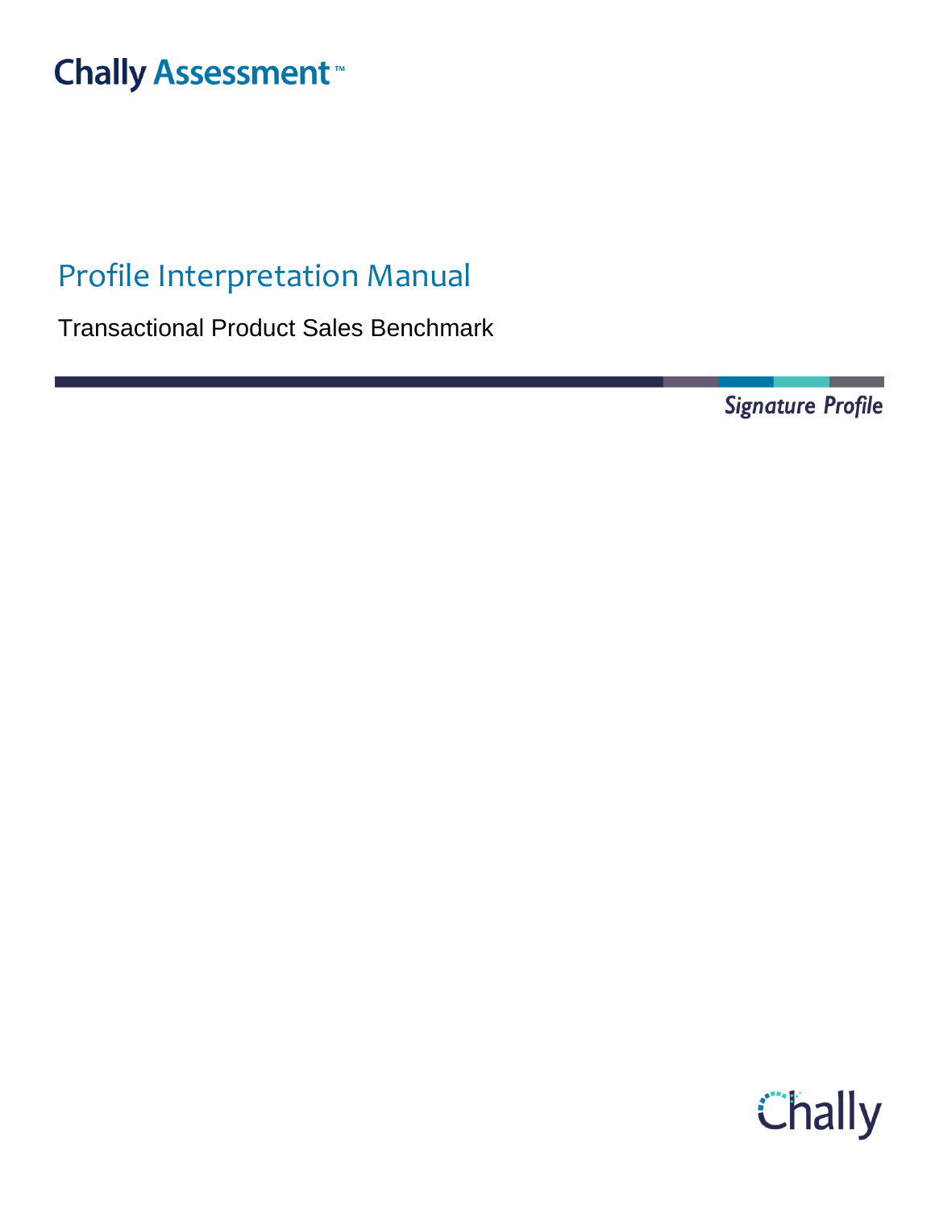Chally Assessment™

# Profile Interpretation Manual

Transactional Product Sales Benchmark

*Signature Profile*

Chally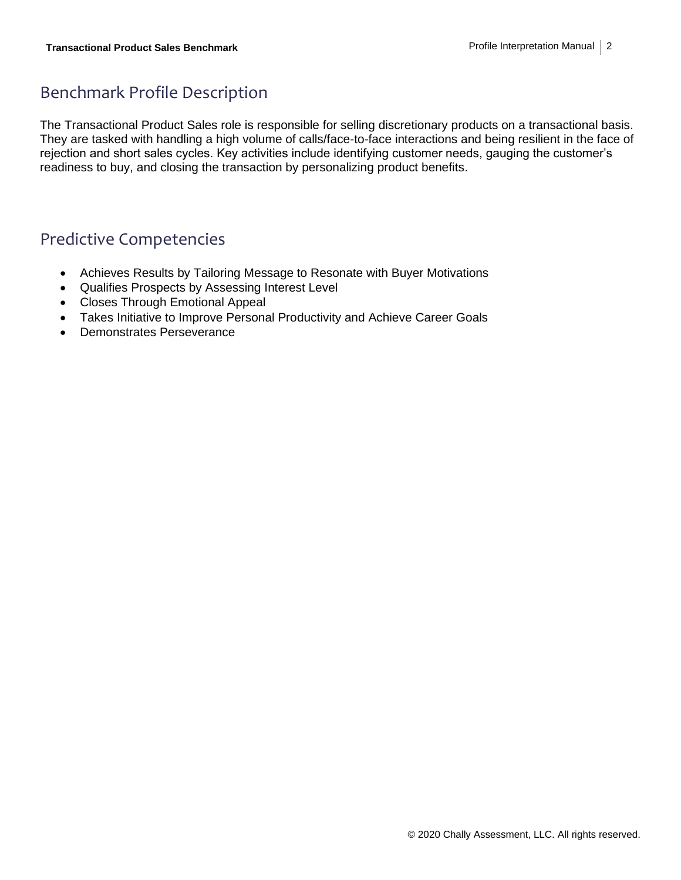## Benchmark Profile Description

The Transactional Product Sales role is responsible for selling discretionary products on a transactional basis. They are tasked with handling a high volume of calls/face-to-face interactions and being resilient in the face of rejection and short sales cycles. Key activities include identifying customer needs, gauging the customer's readiness to buy, and closing the transaction by personalizing product benefits.

## Predictive Competencies

- Achieves Results by Tailoring Message to Resonate with Buyer Motivations
- Qualifies Prospects by Assessing Interest Level
- Closes Through Emotional Appeal
- Takes Initiative to Improve Personal Productivity and Achieve Career Goals
- Demonstrates Perseverance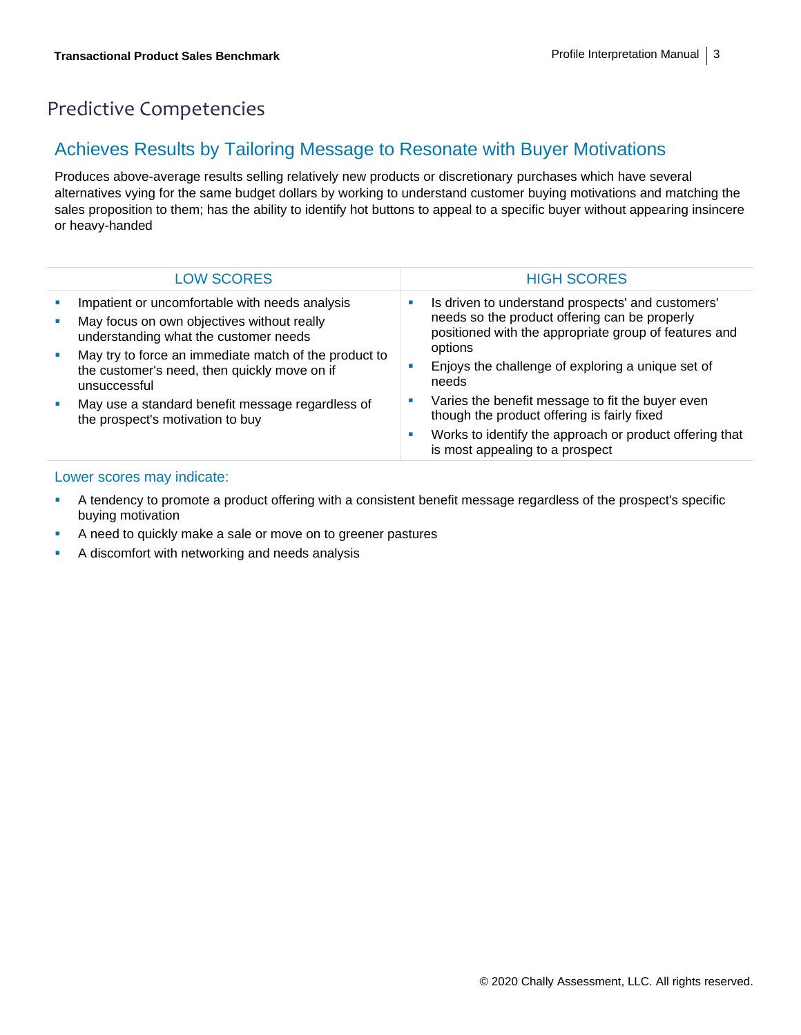# Predictive Competencies

## Achieves Results by Tailoring Message to Resonate with Buyer Motivations

Produces above-average results selling relatively new products or discretionary purchases which have several alternatives vying for the same budget dollars by working to understand customer buying motivations and matching the sales proposition to them; has the ability to identify hot buttons to appeal to a specific buyer without appearing insincere or heavy-handed

| LOW SCORES | HIGH SCORES |
| --- | --- |
| ▪ Impatient or uncomfortable with needs analysis<br>▪ May focus on own objectives without really understanding what the customer needs<br>▪ May try to force an immediate match of the product to the customer's need, then quickly move on if unsuccessful<br>▪ May use a standard benefit message regardless of the prospect's motivation to buy | ▪ Is driven to understand prospects' and customers' needs so the product offering can be properly positioned with the appropriate group of features and options<br>▪ Enjoys the challenge of exploring a unique set of needs<br>▪ Varies the benefit message to fit the buyer even though the product offering is fairly fixed<br>▪ Works to identify the approach or product offering that is most appealing to a prospect |

### Lower scores may indicate:

- A tendency to promote a product offering with a consistent benefit message regardless of the prospect's specific buying motivation
- A need to quickly make a sale or move on to greener pastures
- A discomfort with networking and needs analysis

© 2020 Chally Assessment, LLC. All rights reserved.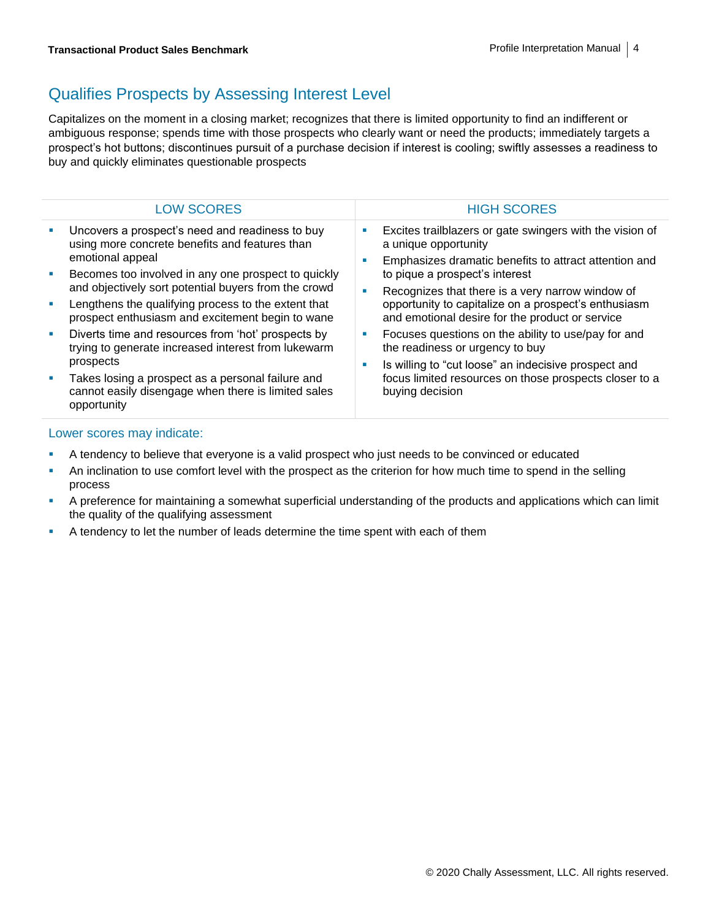## Qualifies Prospects by Assessing Interest Level

Capitalizes on the moment in a closing market; recognizes that there is limited opportunity to find an indifferent or ambiguous response; spends time with those prospects who clearly want or need the products; immediately targets a prospect's hot buttons; discontinues pursuit of a purchase decision if interest is cooling; swiftly assesses a readiness to buy and quickly eliminates questionable prospects

| LOW SCORES | HIGH SCORES |
|---|---|
| ▪ Uncovers a prospect's need and readiness to buy using more concrete benefits and features than emotional appeal<br>▪ Becomes too involved in any one prospect to quickly and objectively sort potential buyers from the crowd<br>▪ Lengthens the qualifying process to the extent that prospect enthusiasm and excitement begin to wane<br>▪ Diverts time and resources from 'hot' prospects by trying to generate increased interest from lukewarm prospects<br>▪ Takes losing a prospect as a personal failure and cannot easily disengage when there is limited sales opportunity | ▪ Excites trailblazers or gate swingers with the vision of a unique opportunity<br>▪ Emphasizes dramatic benefits to attract attention and to pique a prospect's interest<br>▪ Recognizes that there is a very narrow window of opportunity to capitalize on a prospect's enthusiasm and emotional desire for the product or service<br>▪ Focuses questions on the ability to use/pay for and the readiness or urgency to buy<br>▪ Is willing to "cut loose" an indecisive prospect and focus limited resources on those prospects closer to a buying decision |

### Lower scores may indicate:

- A tendency to believe that everyone is a valid prospect who just needs to be convinced or educated
- An inclination to use comfort level with the prospect as the criterion for how much time to spend in the selling process
- A preference for maintaining a somewhat superficial understanding of the products and applications which can limit the quality of the qualifying assessment
- A tendency to let the number of leads determine the time spent with each of them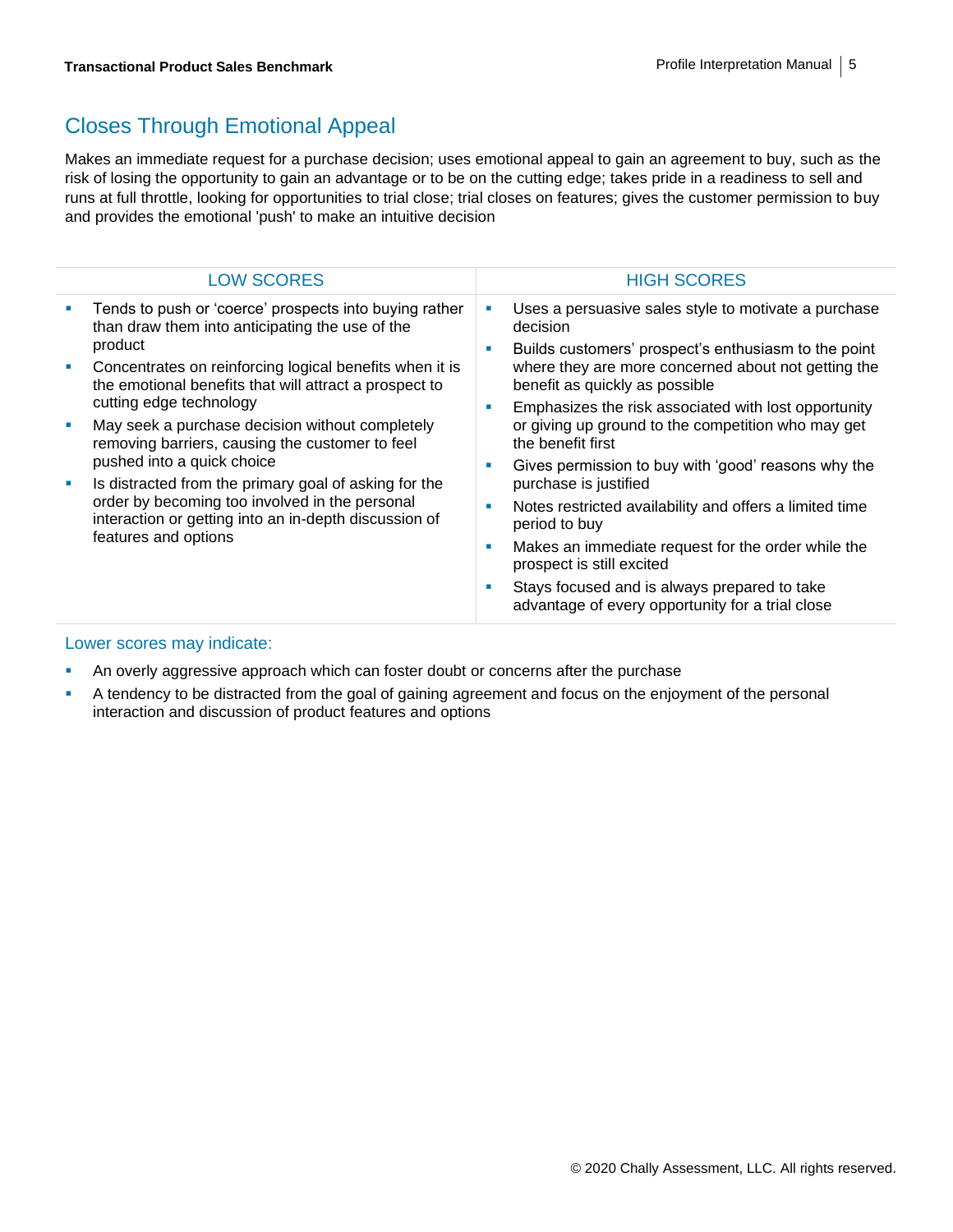## Closes Through Emotional Appeal

Makes an immediate request for a purchase decision; uses emotional appeal to gain an agreement to buy, such as the risk of losing the opportunity to gain an advantage or to be on the cutting edge; takes pride in a readiness to sell and runs at full throttle, looking for opportunities to trial close; trial closes on features; gives the customer permission to buy and provides the emotional 'push' to make an intuitive decision

| LOW SCORES | HIGH SCORES |
| --- | --- |
| ▪ Tends to push or 'coerce' prospects into buying rather than draw them into anticipating the use of the product<br>▪ Concentrates on reinforcing logical benefits when it is the emotional benefits that will attract a prospect to cutting edge technology<br>▪ May seek a purchase decision without completely removing barriers, causing the customer to feel pushed into a quick choice<br>▪ Is distracted from the primary goal of asking for the order by becoming too involved in the personal interaction or getting into an in-depth discussion of features and options | ▪ Uses a persuasive sales style to motivate a purchase decision<br>▪ Builds customers' prospect's enthusiasm to the point where they are more concerned about not getting the benefit as quickly as possible<br>▪ Emphasizes the risk associated with lost opportunity or giving up ground to the competition who may get the benefit first<br>▪ Gives permission to buy with 'good' reasons why the purchase is justified<br>▪ Notes restricted availability and offers a limited time period to buy<br>▪ Makes an immediate request for the order while the prospect is still excited<br>▪ Stays focused and is always prepared to take advantage of every opportunity for a trial close |

### Lower scores may indicate:

- An overly aggressive approach which can foster doubt or concerns after the purchase
- A tendency to be distracted from the goal of gaining agreement and focus on the enjoyment of the personal interaction and discussion of product features and options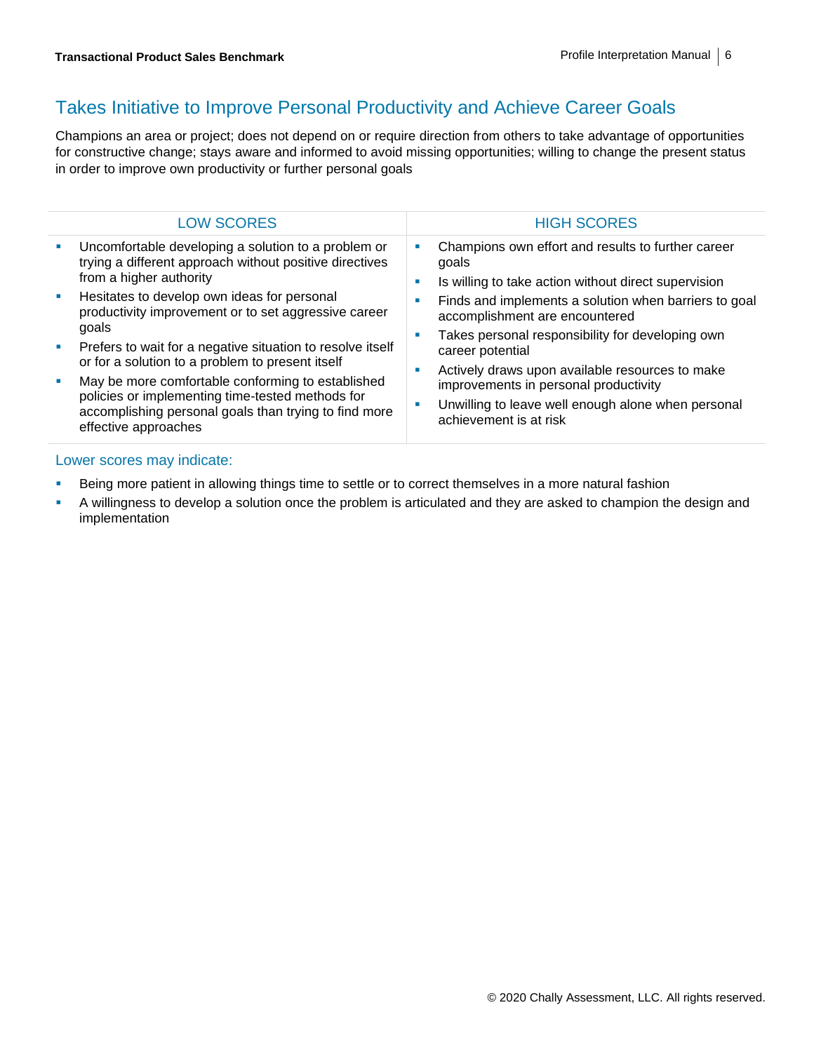## Takes Initiative to Improve Personal Productivity and Achieve Career Goals

Champions an area or project; does not depend on or require direction from others to take advantage of opportunities for constructive change; stays aware and informed to avoid missing opportunities; willing to change the present status in order to improve own productivity or further personal goals

| LOW SCORES | HIGH SCORES |
|---|---|
| ▪ Uncomfortable developing a solution to a problem or trying a different approach without positive directives from a higher authority<br>▪ Hesitates to develop own ideas for personal productivity improvement or to set aggressive career goals<br>▪ Prefers to wait for a negative situation to resolve itself or for a solution to a problem to present itself<br>▪ May be more comfortable conforming to established policies or implementing time-tested methods for accomplishing personal goals than trying to find more effective approaches | ▪ Champions own effort and results to further career goals<br>▪ Is willing to take action without direct supervision<br>▪ Finds and implements a solution when barriers to goal accomplishment are encountered<br>▪ Takes personal responsibility for developing own career potential<br>▪ Actively draws upon available resources to make improvements in personal productivity<br>▪ Unwilling to leave well enough alone when personal achievement is at risk |

### Lower scores may indicate:

- Being more patient in allowing things time to settle or to correct themselves in a more natural fashion
- A willingness to develop a solution once the problem is articulated and they are asked to champion the design and implementation

© 2020 Chally Assessment, LLC. All rights reserved.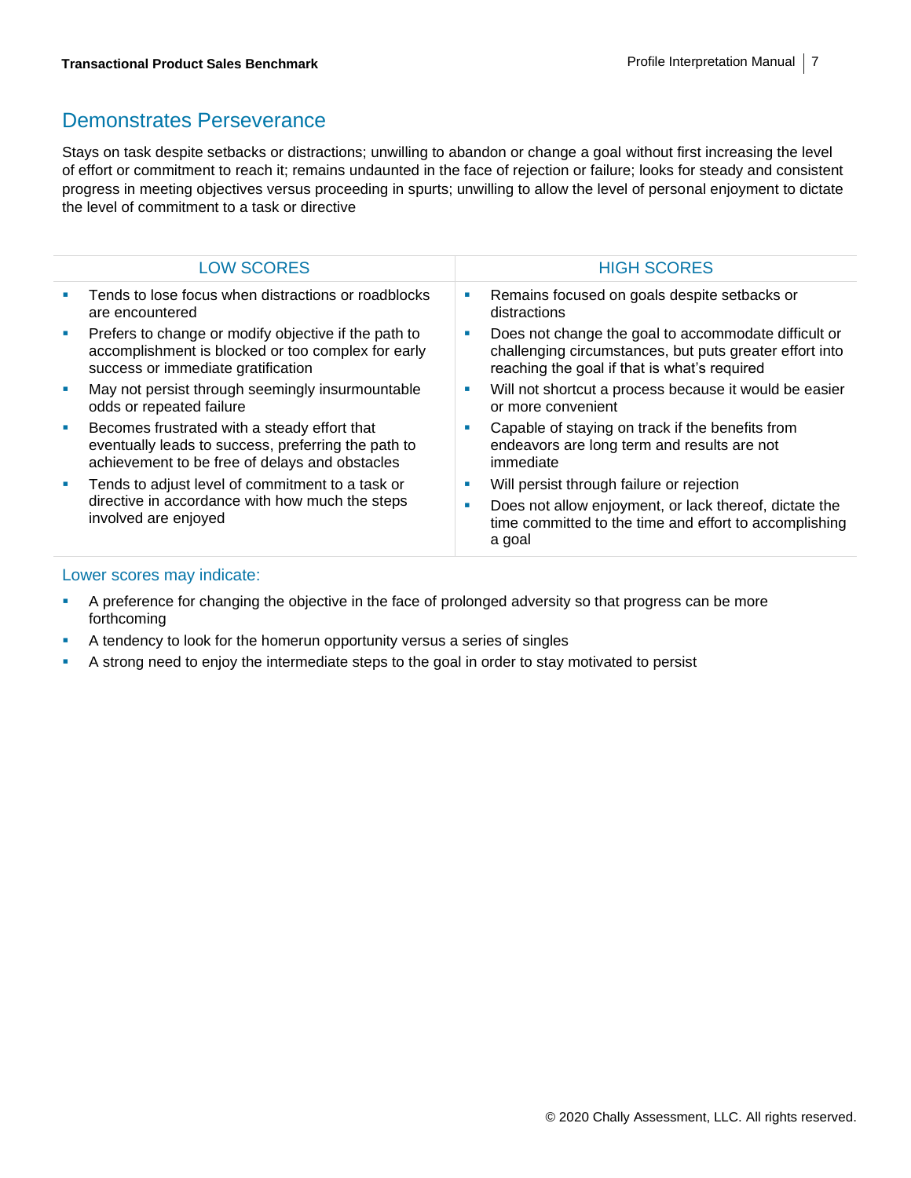## Demonstrates Perseverance

Stays on task despite setbacks or distractions; unwilling to abandon or change a goal without first increasing the level of effort or commitment to reach it; remains undaunted in the face of rejection or failure; looks for steady and consistent progress in meeting objectives versus proceeding in spurts; unwilling to allow the level of personal enjoyment to dictate the level of commitment to a task or directive

| LOW SCORES | HIGH SCORES |
| --- | --- |
| ▪ Tends to lose focus when distractions or roadblocks are encountered<br>▪ Prefers to change or modify objective if the path to accomplishment is blocked or too complex for early success or immediate gratification<br>▪ May not persist through seemingly insurmountable odds or repeated failure<br>▪ Becomes frustrated with a steady effort that eventually leads to success, preferring the path to achievement to be free of delays and obstacles<br>▪ Tends to adjust level of commitment to a task or directive in accordance with how much the steps involved are enjoyed | ▪ Remains focused on goals despite setbacks or distractions<br>▪ Does not change the goal to accommodate difficult or challenging circumstances, but puts greater effort into reaching the goal if that is what's required<br>▪ Will not shortcut a process because it would be easier or more convenient<br>▪ Capable of staying on track if the benefits from endeavors are long term and results are not immediate<br>▪ Will persist through failure or rejection<br>▪ Does not allow enjoyment, or lack thereof, dictate the time committed to the time and effort to accomplishing a goal |

### Lower scores may indicate:

- A preference for changing the objective in the face of prolonged adversity so that progress can be more forthcoming
- A tendency to look for the homerun opportunity versus a series of singles
- A strong need to enjoy the intermediate steps to the goal in order to stay motivated to persist

© 2020 Chally Assessment, LLC. All rights reserved.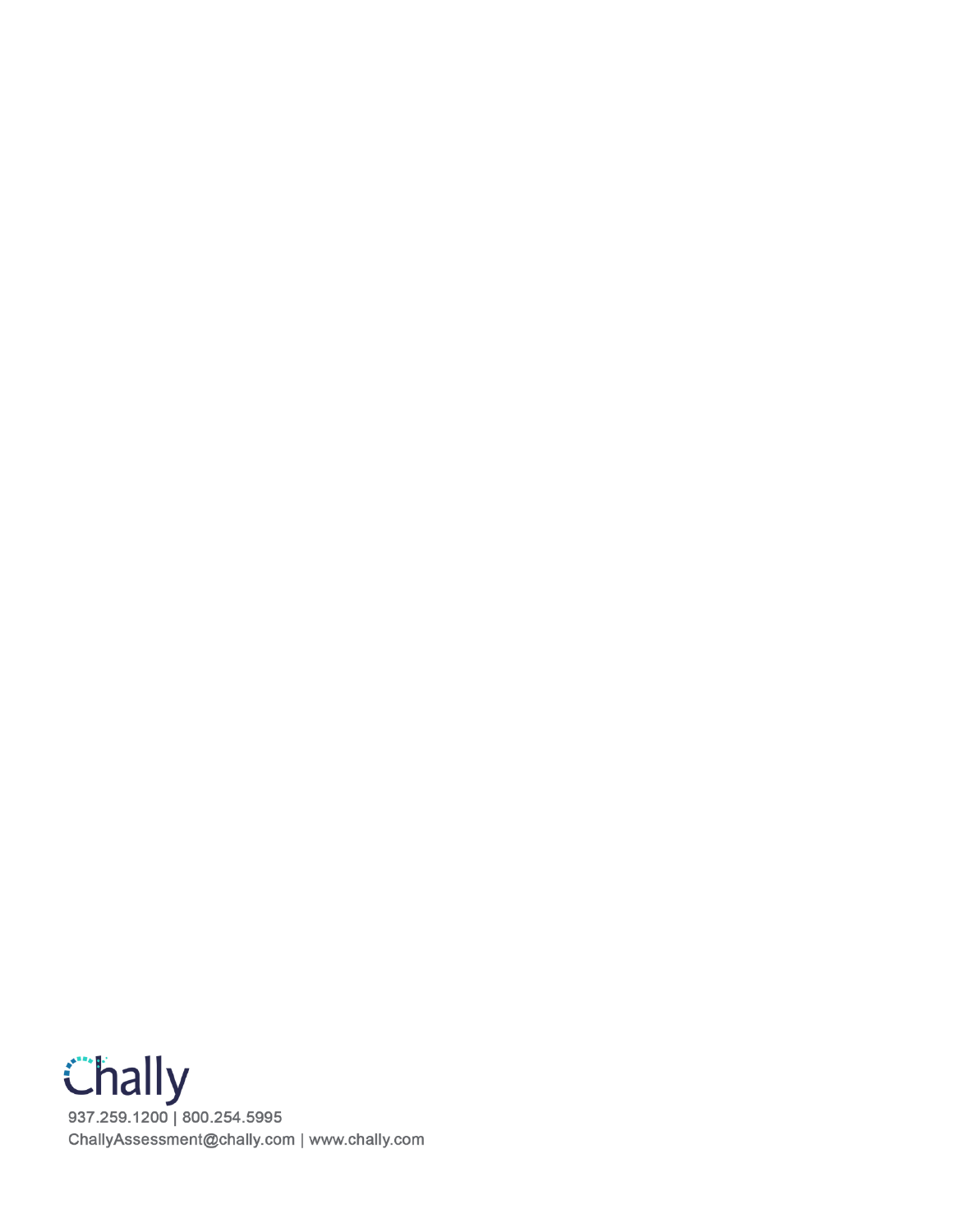Chally

937.259.1200 | 800.254.5995

ChallyAssessment@chally.com | www.chally.com